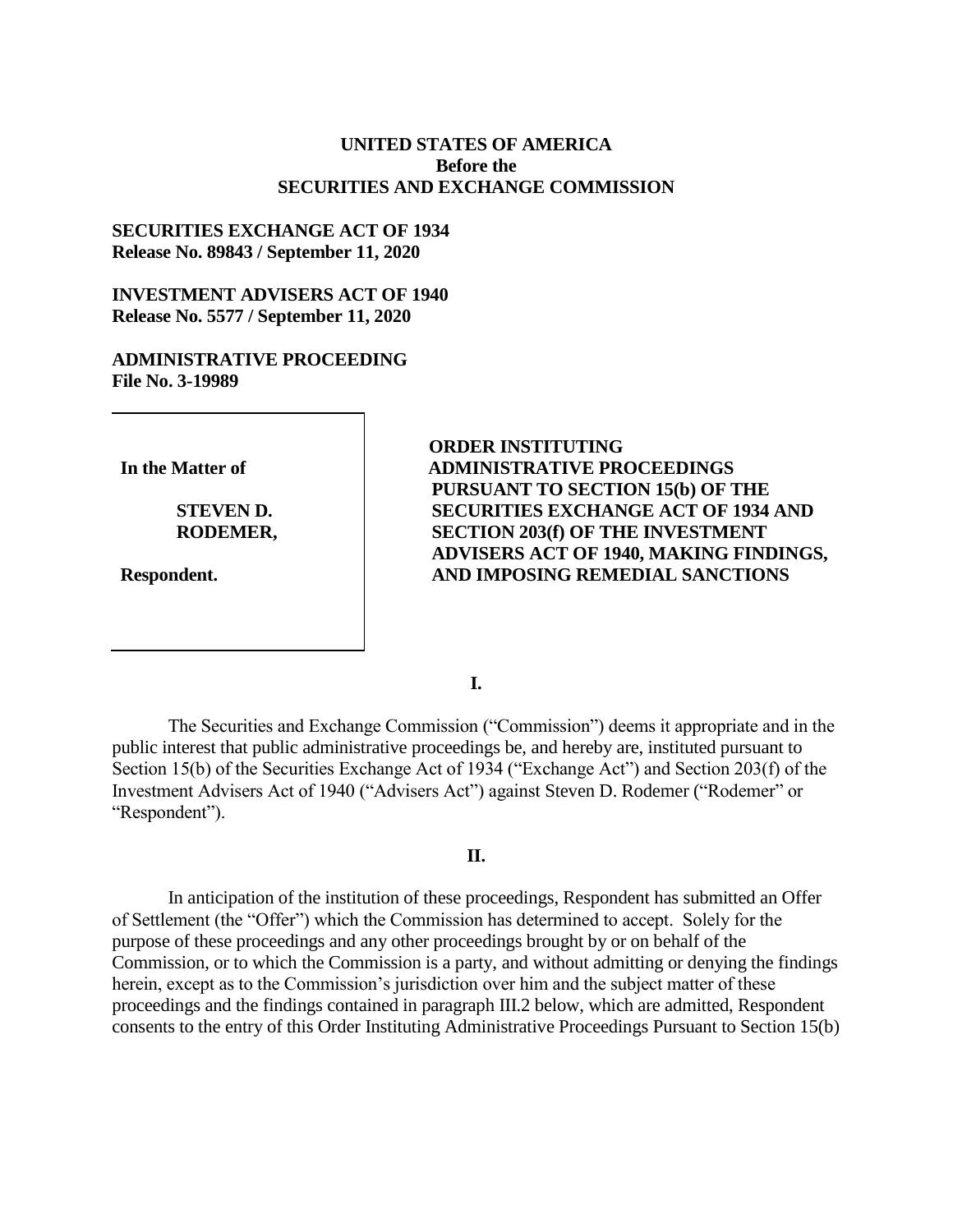**UNITED STATES OF AMERICA**
**Before the**
**SECURITIES AND EXCHANGE COMMISSION**

**SECURITIES EXCHANGE ACT OF 1934**
**Release No. 89843 / September 11, 2020**

**INVESTMENT ADVISERS ACT OF 1940**
**Release No. 5577 / September 11, 2020**

**ADMINISTRATIVE PROCEEDING**
**File No. 3-19989**

| | |
|---|---|
| **In the Matter of**<br><br>**STEVEN D. RODEMER,**<br><br>**Respondent.** | **ORDER INSTITUTING ADMINISTRATIVE PROCEEDINGS PURSUANT TO SECTION 15(b) OF THE SECURITIES EXCHANGE ACT OF 1934 AND SECTION 203(f) OF THE INVESTMENT ADVISERS ACT OF 1940, MAKING FINDINGS, AND IMPOSING REMEDIAL SANCTIONS** |

**I.**

The Securities and Exchange Commission ("Commission") deems it appropriate and in the public interest that public administrative proceedings be, and hereby are, instituted pursuant to Section 15(b) of the Securities Exchange Act of 1934 ("Exchange Act") and Section 203(f) of the Investment Advisers Act of 1940 ("Advisers Act") against Steven D. Rodemer ("Rodemer" or "Respondent").

**II.**

In anticipation of the institution of these proceedings, Respondent has submitted an Offer of Settlement (the "Offer") which the Commission has determined to accept. Solely for the purpose of these proceedings and any other proceedings brought by or on behalf of the Commission, or to which the Commission is a party, and without admitting or denying the findings herein, except as to the Commission's jurisdiction over him and the subject matter of these proceedings and the findings contained in paragraph III.2 below, which are admitted, Respondent consents to the entry of this Order Instituting Administrative Proceedings Pursuant to Section 15(b)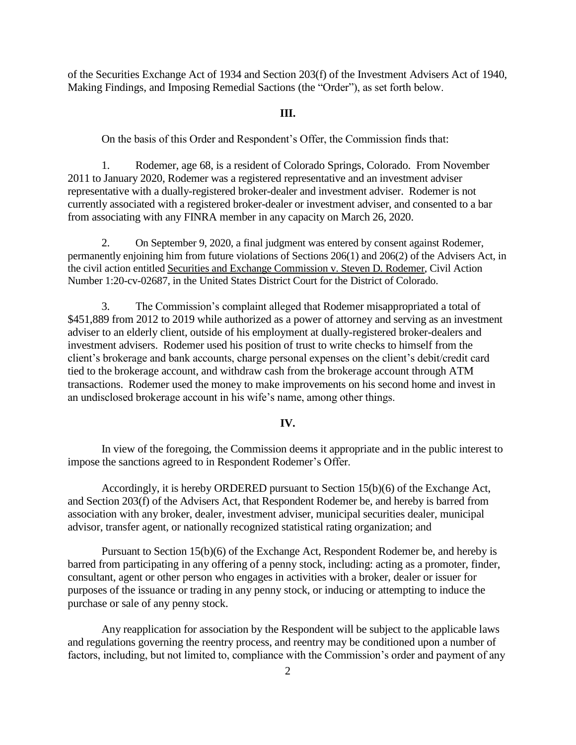of the Securities Exchange Act of 1934 and Section 203(f) of the Investment Advisers Act of 1940, Making Findings, and Imposing Remedial Sactions (the "Order"), as set forth below.

## III.

On the basis of this Order and Respondent's Offer, the Commission finds that:

1. Rodemer, age 68, is a resident of Colorado Springs, Colorado. From November 2011 to January 2020, Rodemer was a registered representative and an investment adviser representative with a dually-registered broker-dealer and investment adviser. Rodemer is not currently associated with a registered broker-dealer or investment adviser, and consented to a bar from associating with any FINRA member in any capacity on March 26, 2020.

2. On September 9, 2020, a final judgment was entered by consent against Rodemer, permanently enjoining him from future violations of Sections 206(1) and 206(2) of the Advisers Act, in the civil action entitled Securities and Exchange Commission v. Steven D. Rodemer, Civil Action Number 1:20-cv-02687, in the United States District Court for the District of Colorado.

3. The Commission's complaint alleged that Rodemer misappropriated a total of $451,889 from 2012 to 2019 while authorized as a power of attorney and serving as an investment adviser to an elderly client, outside of his employment at dually-registered broker-dealers and investment advisers. Rodemer used his position of trust to write checks to himself from the client's brokerage and bank accounts, charge personal expenses on the client's debit/credit card tied to the brokerage account, and withdraw cash from the brokerage account through ATM transactions. Rodemer used the money to make improvements on his second home and invest in an undisclosed brokerage account in his wife's name, among other things.

## IV.

In view of the foregoing, the Commission deems it appropriate and in the public interest to impose the sanctions agreed to in Respondent Rodemer's Offer.

Accordingly, it is hereby ORDERED pursuant to Section 15(b)(6) of the Exchange Act, and Section 203(f) of the Advisers Act, that Respondent Rodemer be, and hereby is barred from association with any broker, dealer, investment adviser, municipal securities dealer, municipal advisor, transfer agent, or nationally recognized statistical rating organization; and

Pursuant to Section 15(b)(6) of the Exchange Act, Respondent Rodemer be, and hereby is barred from participating in any offering of a penny stock, including: acting as a promoter, finder, consultant, agent or other person who engages in activities with a broker, dealer or issuer for purposes of the issuance or trading in any penny stock, or inducing or attempting to induce the purchase or sale of any penny stock.

Any reapplication for association by the Respondent will be subject to the applicable laws and regulations governing the reentry process, and reentry may be conditioned upon a number of factors, including, but not limited to, compliance with the Commission's order and payment of any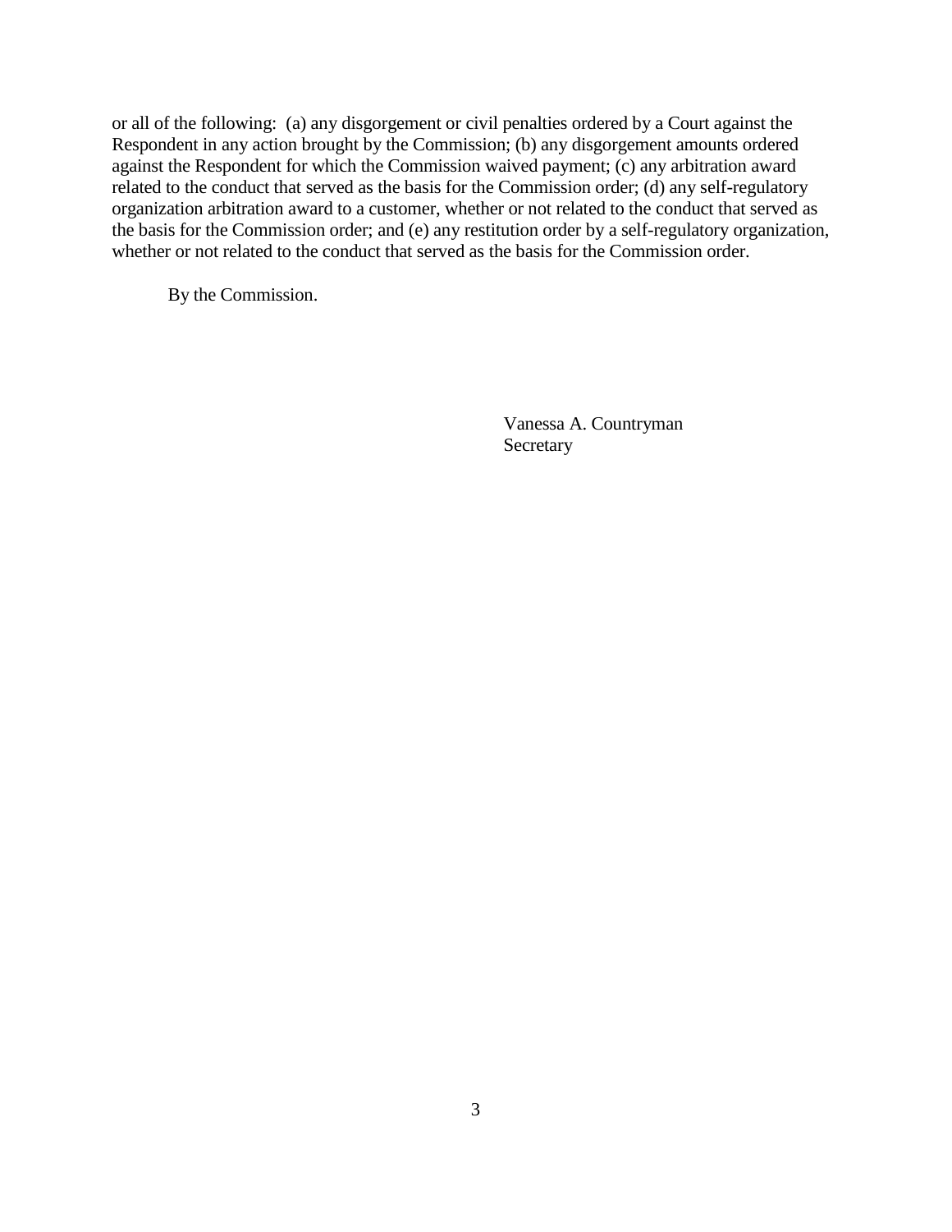or all of the following: (a) any disgorgement or civil penalties ordered by a Court against the Respondent in any action brought by the Commission; (b) any disgorgement amounts ordered against the Respondent for which the Commission waived payment; (c) any arbitration award related to the conduct that served as the basis for the Commission order; (d) any self-regulatory organization arbitration award to a customer, whether or not related to the conduct that served as the basis for the Commission order; and (e) any restitution order by a self-regulatory organization, whether or not related to the conduct that served as the basis for the Commission order.

By the Commission.

Vanessa A. Countryman
Secretary